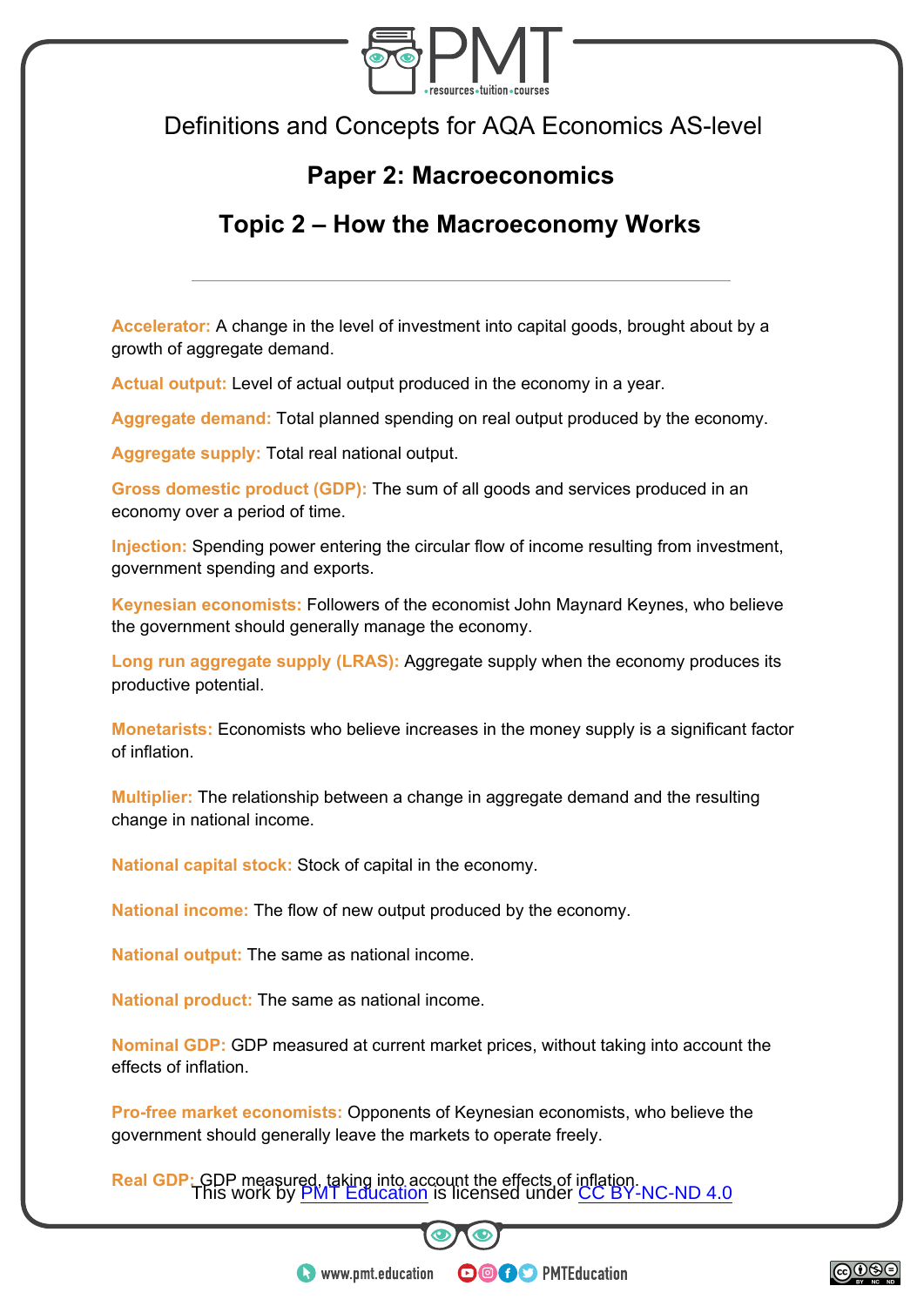Definitions and Concepts for AQA Economics AS-level

# Paper 2: Macroeconomics

## Topic 2 – How the Macroeconomy Works

---

**Accelerator:** A change in the level of investment into capital goods, brought about by a growth of aggregate demand.

**Actual output:** Level of actual output produced in the economy in a year.

**Aggregate demand:** Total planned spending on real output produced by the economy.

**Aggregate supply:** Total real national output.

**Gross domestic product (GDP):** The sum of all goods and services produced in an economy over a period of time.

**Injection:** Spending power entering the circular flow of income resulting from investment, government spending and exports.

**Keynesian economists:** Followers of the economist John Maynard Keynes, who believe the government should generally manage the economy.

**Long run aggregate supply (LRAS):** Aggregate supply when the economy produces its productive potential.

**Monetarists:** Economists who believe increases in the money supply is a significant factor of inflation.

**Multiplier:** The relationship between a change in aggregate demand and the resulting change in national income.

**National capital stock:** Stock of capital in the economy.

**National income:** The flow of new output produced by the economy.

**National output:** The same as national income.

**National product:** The same as national income.

**Nominal GDP:** GDP measured at current market prices, without taking into account the effects of inflation.

**Pro-free market economists:** Opponents of Keynesian economists, who believe the government should generally leave the markets to operate freely.

**Real GDP:** GDP measured, taking into account the effects of inflation.

This work by [PMT Education](https://www.pmt.education) is licensed under [CC BY-NC-ND 4.0](https://creativecommons.org/licenses/by-nc-nd/4.0/)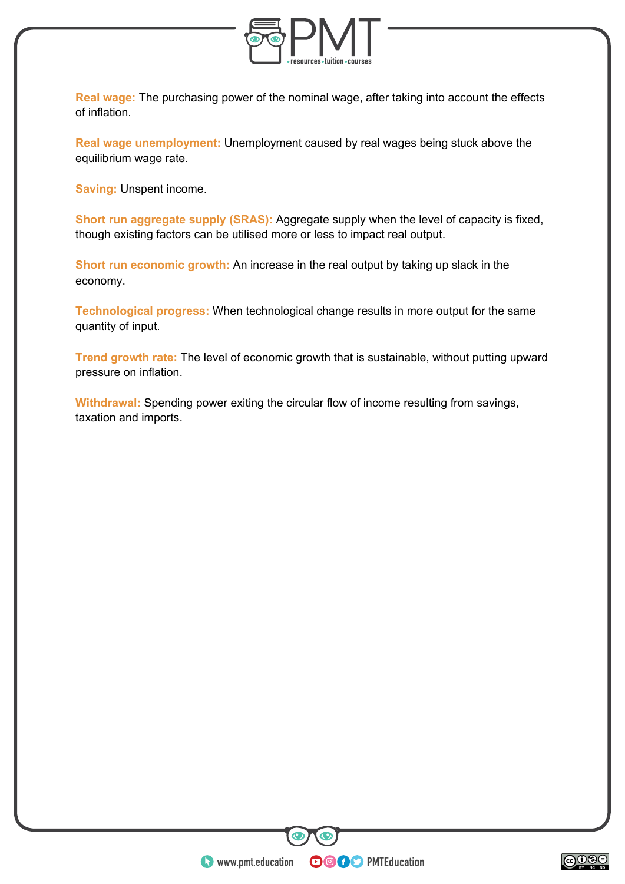**Real wage:** The purchasing power of the nominal wage, after taking into account the effects of inflation.

**Real wage unemployment:** Unemployment caused by real wages being stuck above the equilibrium wage rate.

**Saving:** Unspent income.

**Short run aggregate supply (SRAS):** Aggregate supply when the level of capacity is fixed, though existing factors can be utilised more or less to impact real output.

**Short run economic growth:** An increase in the real output by taking up slack in the economy.

**Technological progress:** When technological change results in more output for the same quantity of input.

**Trend growth rate:** The level of economic growth that is sustainable, without putting upward pressure on inflation.

**Withdrawal:** Spending power exiting the circular flow of income resulting from savings, taxation and imports.